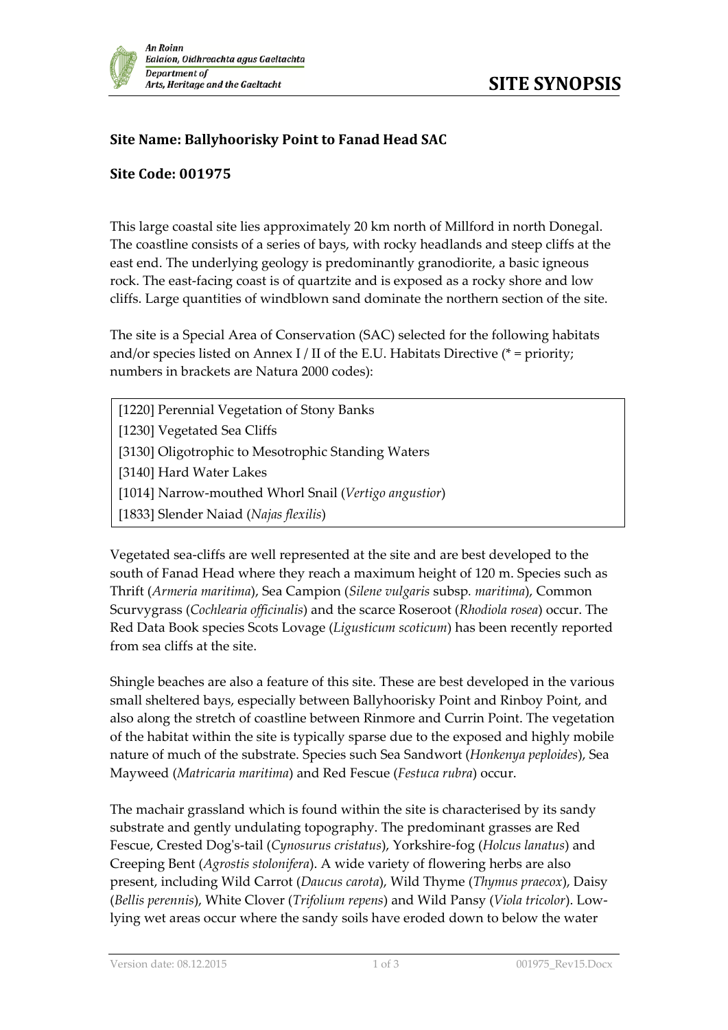**SITE SYNOPSIS**

**Site Name: Ballyhoorisky Point to Fanad Head SAC**

**Site Code: 001975**

This large coastal site lies approximately 20 km north of Millford in north Donegal. The coastline consists of a series of bays, with rocky headlands and steep cliffs at the east end. The underlying geology is predominantly granodiorite, a basic igneous rock. The east-facing coast is of quartzite and is exposed as a rocky shore and low cliffs. Large quantities of windblown sand dominate the northern section of the site.

The site is a Special Area of Conservation (SAC) selected for the following habitats and/or species listed on Annex I / II of the E.U. Habitats Directive (* = priority; numbers in brackets are Natura 2000 codes):

|  |
|---|
| [1220] Perennial Vegetation of Stony Banks |
| [1230] Vegetated Sea Cliffs |
| [3130] Oligotrophic to Mesotrophic Standing Waters |
| [3140] Hard Water Lakes |
| [1014] Narrow-mouthed Whorl Snail (*Vertigo angustior*) |
| [1833] Slender Naiad (*Najas flexilis*) |

Vegetated sea-cliffs are well represented at the site and are best developed to the south of Fanad Head where they reach a maximum height of 120 m. Species such as Thrift (*Armeria maritima*), Sea Campion (*Silene vulgaris* subsp. *maritima*), Common Scurvygrass (*Cochlearia officinalis*) and the scarce Roseroot (*Rhodiola rosea*) occur. The Red Data Book species Scots Lovage (*Ligusticum scoticum*) has been recently reported from sea cliffs at the site.

Shingle beaches are also a feature of this site. These are best developed in the various small sheltered bays, especially between Ballyhoorisky Point and Rinboy Point, and also along the stretch of coastline between Rinmore and Currin Point. The vegetation of the habitat within the site is typically sparse due to the exposed and highly mobile nature of much of the substrate. Species such Sea Sandwort (*Honkenya peploides*), Sea Mayweed (*Matricaria maritima*) and Red Fescue (*Festuca rubra*) occur.

The machair grassland which is found within the site is characterised by its sandy substrate and gently undulating topography. The predominant grasses are Red Fescue, Crested Dog's-tail (*Cynosurus cristatus*), Yorkshire-fog (*Holcus lanatus*) and Creeping Bent (*Agrostis stolonifera*). A wide variety of flowering herbs are also present, including Wild Carrot (*Daucus carota*), Wild Thyme (*Thymus praecox*), Daisy (*Bellis perennis*), White Clover (*Trifolium repens*) and Wild Pansy (*Viola tricolor*). Low-lying wet areas occur where the sandy soils have eroded down to below the water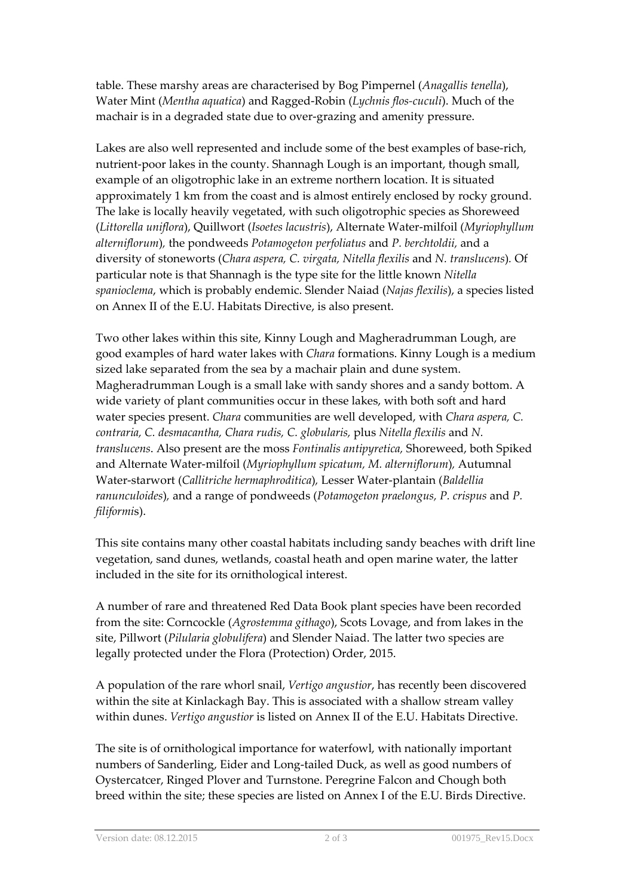table. These marshy areas are characterised by Bog Pimpernel (*Anagallis tenella*), Water Mint (*Mentha aquatica*) and Ragged-Robin (*Lychnis flos-cuculi*). Much of the machair is in a degraded state due to over-grazing and amenity pressure.

Lakes are also well represented and include some of the best examples of base-rich, nutrient-poor lakes in the county. Shannagh Lough is an important, though small, example of an oligotrophic lake in an extreme northern location. It is situated approximately 1 km from the coast and is almost entirely enclosed by rocky ground. The lake is locally heavily vegetated, with such oligotrophic species as Shoreweed (*Littorella uniflora*), Quillwort (*Isoetes lacustris*), Alternate Water-milfoil (*Myriophyllum alterniflorum*), the pondweeds *Potamogeton perfoliatus* and *P. berchtoldii,* and a diversity of stoneworts (*Chara aspera, C. virgata, Nitella flexilis* and *N. translucens*). Of particular note is that Shannagh is the type site for the little known *Nitella spanioclema*, which is probably endemic. Slender Naiad (*Najas flexilis*), a species listed on Annex II of the E.U. Habitats Directive, is also present.

Two other lakes within this site, Kinny Lough and Magheradrumman Lough, are good examples of hard water lakes with *Chara* formations. Kinny Lough is a medium sized lake separated from the sea by a machair plain and dune system. Magheradrumman Lough is a small lake with sandy shores and a sandy bottom. A wide variety of plant communities occur in these lakes, with both soft and hard water species present. *Chara* communities are well developed, with *Chara aspera, C. contraria, C. desmacantha, Chara rudis, C. globularis,* plus *Nitella flexilis* and *N. translucens*. Also present are the moss *Fontinalis antipyretica,* Shoreweed, both Spiked and Alternate Water-milfoil (*Myriophyllum spicatum, M. alterniflorum*), Autumnal Water-starwort (*Callitriche hermaphroditica*), Lesser Water-plantain (*Baldellia ranunculoides*), and a range of pondweeds (*Potamogeton praelongus, P. crispus* and *P. filiformis*).

This site contains many other coastal habitats including sandy beaches with drift line vegetation, sand dunes, wetlands, coastal heath and open marine water, the latter included in the site for its ornithological interest.

A number of rare and threatened Red Data Book plant species have been recorded from the site: Corncockle (*Agrostemma githago*), Scots Lovage, and from lakes in the site, Pillwort (*Pilularia globulifera*) and Slender Naiad. The latter two species are legally protected under the Flora (Protection) Order, 2015.

A population of the rare whorl snail, *Vertigo angustior*, has recently been discovered within the site at Kinlackagh Bay. This is associated with a shallow stream valley within dunes. *Vertigo angustior* is listed on Annex II of the E.U. Habitats Directive.

The site is of ornithological importance for waterfowl, with nationally important numbers of Sanderling, Eider and Long-tailed Duck, as well as good numbers of Oystercatcer, Ringed Plover and Turnstone. Peregrine Falcon and Chough both breed within the site; these species are listed on Annex I of the E.U. Birds Directive.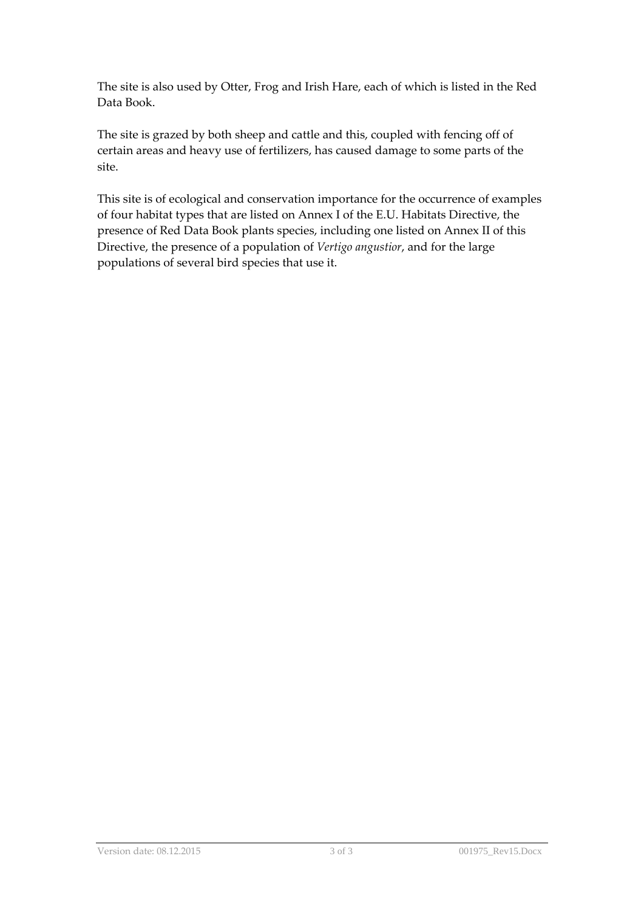The site is also used by Otter, Frog and Irish Hare, each of which is listed in the Red Data Book.

The site is grazed by both sheep and cattle and this, coupled with fencing off of certain areas and heavy use of fertilizers, has caused damage to some parts of the site.

This site is of ecological and conservation importance for the occurrence of examples of four habitat types that are listed on Annex I of the E.U. Habitats Directive, the presence of Red Data Book plants species, including one listed on Annex II of this Directive, the presence of a population of *Vertigo angustior*, and for the large populations of several bird species that use it.